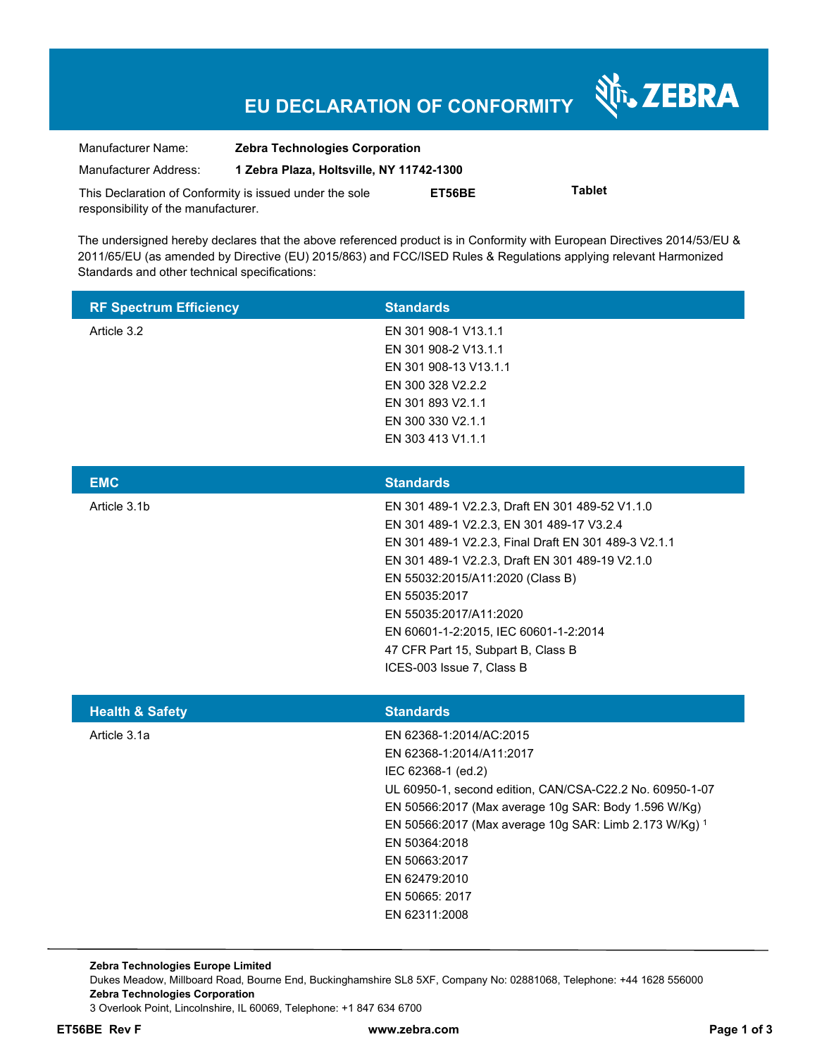# EU DECLARATION OF CONFORMITY

ZEBRA

| | |
|---|---|
| Manufacturer Name: | **Zebra Technologies Corporation** |
| Manufacturer Address: | **1 Zebra Plaza, Holtsville, NY 11742-1300** |

This Declaration of Conformity is issued under the sole responsibility of the manufacturer. **ET56BE** **Tablet**

The undersigned hereby declares that the above referenced product is in Conformity with European Directives 2014/53/EU & 2011/65/EU (as amended by Directive (EU) 2015/863) and FCC/ISED Rules & Regulations applying relevant Harmonized Standards and other technical specifications:

| RF Spectrum Efficiency | Standards |
|---|---|
| Article 3.2 | EN 301 908-1 V13.1.1<br>EN 301 908-2 V13.1.1<br>EN 301 908-13 V13.1.1<br>EN 300 328 V2.2.2<br>EN 301 893 V2.1.1<br>EN 300 330 V2.1.1<br>EN 303 413 V1.1.1 |

| EMC | Standards |
|---|---|
| Article 3.1b | EN 301 489-1 V2.2.3, Draft EN 301 489-52 V1.1.0<br>EN 301 489-1 V2.2.3, EN 301 489-17 V3.2.4<br>EN 301 489-1 V2.2.3, Final Draft EN 301 489-3 V2.1.1<br>EN 301 489-1 V2.2.3, Draft EN 301 489-19 V2.1.0<br>EN 55032:2015/A11:2020 (Class B)<br>EN 55035:2017<br>EN 55035:2017/A11:2020<br>EN 60601-1-2:2015, IEC 60601-1-2:2014<br>47 CFR Part 15, Subpart B, Class B<br>ICES-003 Issue 7, Class B |

| Health & Safety | Standards |
|---|---|
| Article 3.1a | EN 62368-1:2014/AC:2015<br>EN 62368-1:2014/A11:2017<br>IEC 62368-1 (ed.2)<br>UL 60950-1, second edition, CAN/CSA-C22.2 No. 60950-1-07<br>EN 50566:2017 (Max average 10g SAR: Body 1.596 W/Kg)<br>EN 50566:2017 (Max average 10g SAR: Limb 2.173 W/Kg) [1]<br>EN 50364:2018<br>EN 50663:2017<br>EN 62479:2010<br>EN 50665: 2017<br>EN 62311:2008 |

**Zebra Technologies Europe Limited**
Dukes Meadow, Millboard Road, Bourne End, Buckinghamshire SL8 5XF, Company No: 02881068, Telephone: +44 1628 556000
**Zebra Technologies Corporation**
3 Overlook Point, Lincolnshire, IL 60069, Telephone: +1 847 634 6700

**ET56BE Rev F** **www.zebra.com**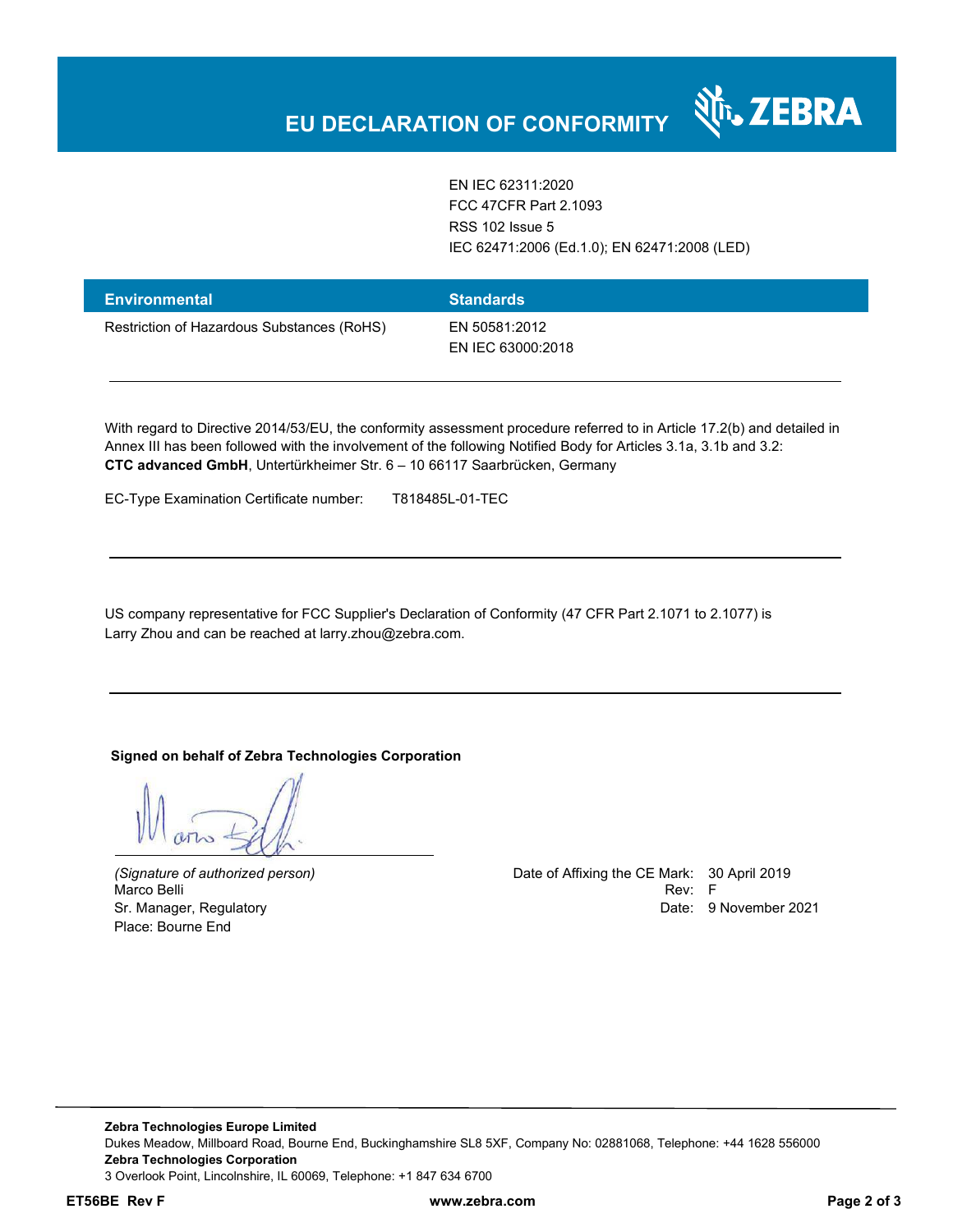# EU DECLARATION OF CONFORMITY

| | |
|---|---|
| | EN IEC 62311:2020<br>FCC 47CFR Part 2.1093<br>RSS 102 Issue 5<br>IEC 62471:2006 (Ed.1.0); EN 62471:2008 (LED) |

| Environmental | Standards |
|---|---|
| Restriction of Hazardous Substances (RoHS) | EN 50581:2012<br>EN IEC 63000:2018 |

---

With regard to Directive 2014/53/EU, the conformity assessment procedure referred to in Article 17.2(b) and detailed in Annex III has been followed with the involvement of the following Notified Body for Articles 3.1a, 3.1b and 3.2:
**CTC advanced GmbH**, Untertürkheimer Str. 6 – 10 66117 Saarbrücken, Germany

EC-Type Examination Certificate number: T818485L-01-TEC

---

US company representative for FCC Supplier's Declaration of Conformity (47 CFR Part 2.1071 to 2.1077) is Larry Zhou and can be reached at larry.zhou@zebra.com.

---

**Signed on behalf of Zebra Technologies Corporation**

*(Signature of authorized person)*
Marco Belli
Sr. Manager, Regulatory
Place: Bourne End

Date of Affixing the CE Mark: 30 April 2019
Rev: F
Date: 9 November 2021

**Zebra Technologies Europe Limited**
Dukes Meadow, Millboard Road, Bourne End, Buckinghamshire SL8 5XF, Company No: 02881068, Telephone: +44 1628 556000
**Zebra Technologies Corporation**
3 Overlook Point, Lincolnshire, IL 60069, Telephone: +1 847 634 6700

**ET56BE Rev F** **www.zebra.com**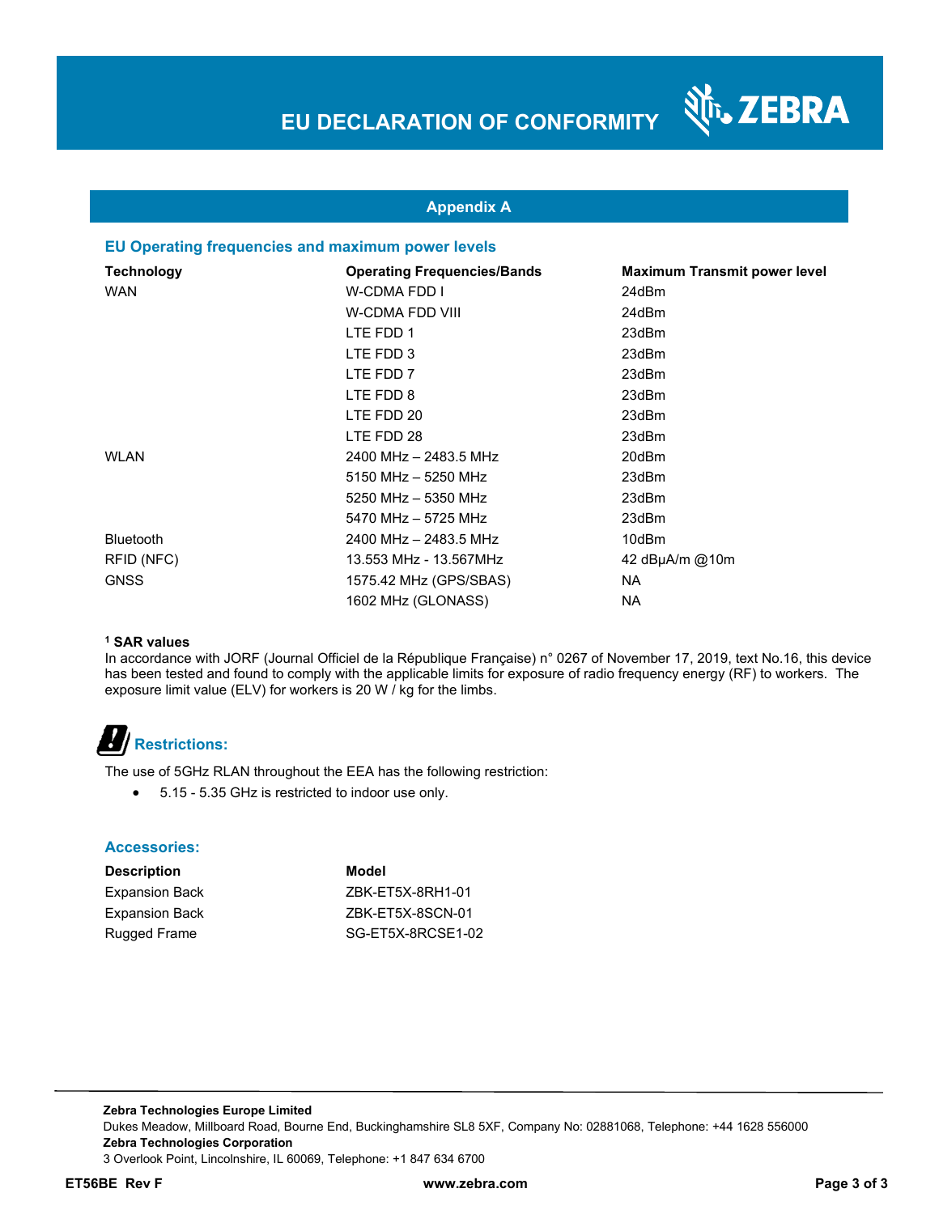# EU DECLARATION OF CONFORMITY

## Appendix A

### EU Operating frequencies and maximum power levels

| Technology | Operating Frequencies/Bands | Maximum Transmit power level |
|---|---|---|
| WAN | W-CDMA FDD I | 24dBm |
| | W-CDMA FDD VIII | 24dBm |
| | LTE FDD 1 | 23dBm |
| | LTE FDD 3 | 23dBm |
| | LTE FDD 7 | 23dBm |
| | LTE FDD 8 | 23dBm |
| | LTE FDD 20 | 23dBm |
| | LTE FDD 28 | 23dBm |
| WLAN | 2400 MHz – 2483.5 MHz | 20dBm |
| | 5150 MHz – 5250 MHz | 23dBm |
| | 5250 MHz – 5350 MHz | 23dBm |
| | 5470 MHz – 5725 MHz | 23dBm |
| Bluetooth | 2400 MHz – 2483.5 MHz | 10dBm |
| RFID (NFC) | 13.553 MHz - 13.567MHz | 42 dBμA/m @10m |
| GNSS | 1575.42 MHz (GPS/SBAS) | NA |
| | 1602 MHz (GLONASS) | NA |

**[1] SAR values**

In accordance with JORF (Journal Officiel de la République Française) n° 0267 of November 17, 2019, text No.16, this device has been tested and found to comply with the applicable limits for exposure of radio frequency energy (RF) to workers. The exposure limit value (ELV) for workers is 20 W / kg for the limbs.

### Restrictions:

The use of 5GHz RLAN throughout the EEA has the following restriction:

- 5.15 - 5.35 GHz is restricted to indoor use only.

### Accessories:

| Description | Model |
|---|---|
| Expansion Back | ZBK-ET5X-8RH1-01 |
| Expansion Back | ZBK-ET5X-8SCN-01 |
| Rugged Frame | SG-ET5X-8RCSE1-02 |

**Zebra Technologies Europe Limited**
Dukes Meadow, Millboard Road, Bourne End, Buckinghamshire SL8 5XF, Company No: 02881068, Telephone: +44 1628 556000
**Zebra Technologies Corporation**
3 Overlook Point, Lincolnshire, IL 60069, Telephone: +1 847 634 6700

**ET56BE Rev F** www.zebra.com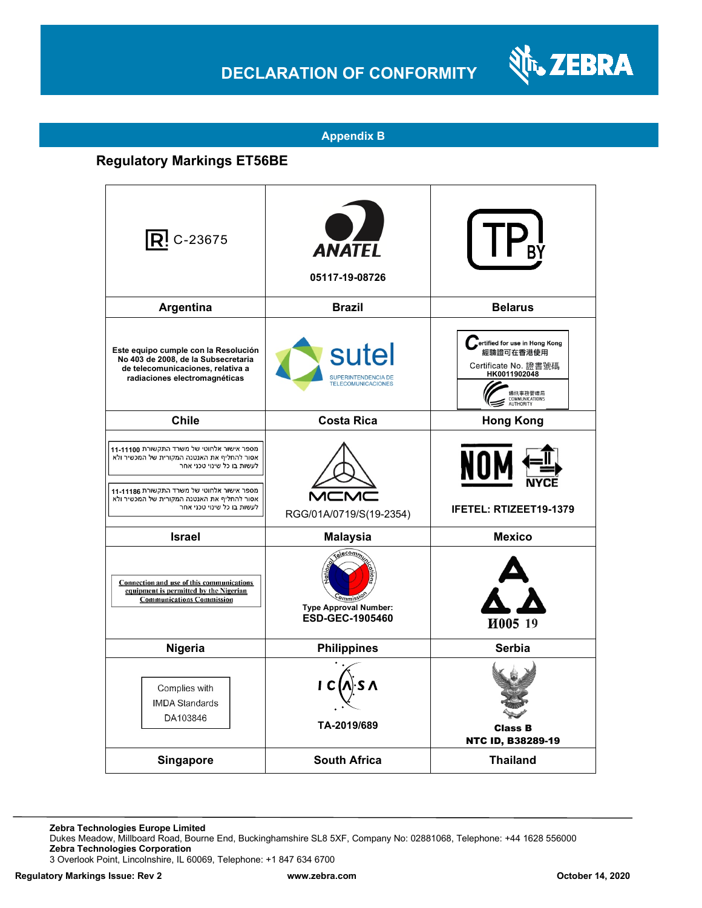## Appendix B

### Regulatory Markings ET56BE

| | | |
|---|---|---|
| C-23675 | ANATEL 05117-19-08726 | TP BY |
| **Argentina** | **Brazil** | **Belarus** |
| Este equipo cumple con la Resolución No 403 de 2008, de la Subsecretaria de telecomunicaciones, relativa a radiaciones electromagnéticas | sutel SUPERINTENDENCIA DE TELECOMUNICACIONES | Certified for use in Hong Kong 經驗證可在香港使用 Certificate No. 證書號碼 HK0011902048 通訊事務管理局 COMMUNICATIONS AUTHORITY |
| **Chile** | **Costa Rica** | **Hong Kong** |
| מספר אישור אלחוטי של משרד התקשורת 11-11100 אסור להחליף את האנטנה המקורית של המכשיר ולא לעשות בו כל שינוי טכני אחר<br>מספר אישור אלחוטי של משרד התקשורת 11-11186 אסור להחליף את האנטנה המקורית של המכשיר ולא לעשות בו כל שינוי טכני אחר | MCMC RGG/01A/0719/S(19-2354) | NOM NYCE IFETEL: RTIZEET19-1379 |
| **Israel** | **Malaysia** | **Mexico** |
| Connection and use of this communications equipment is permitted by the Nigerian Communications Commission | National Telecommunications Commission Type Approval Number: ESD-GEC-1905460 | И005 19 |
| **Nigeria** | **Philippines** | **Serbia** |
| Complies with IMDA Standards DA103846 | ICASA TA-2019/689 | Class B NTC ID, B38289-19 |
| **Singapore** | **South Africa** | **Thailand** |

**Zebra Technologies Europe Limited**
Dukes Meadow, Millboard Road, Bourne End, Buckinghamshire SL8 5XF, Company No: 02881068, Telephone: +44 1628 556000
**Zebra Technologies Corporation**
3 Overlook Point, Lincolnshire, IL 60069, Telephone: +1 847 634 6700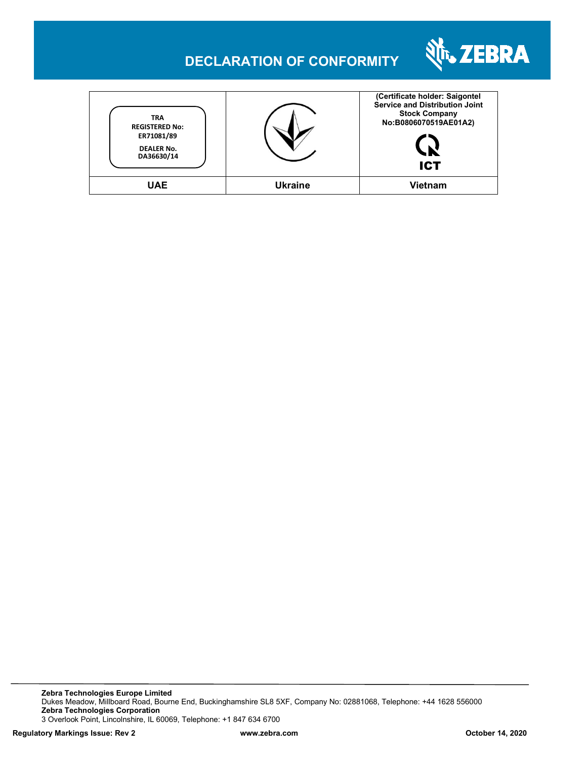| | | |
|---|---|---|
| TRA<br>REGISTERED No:<br>ER71081/89<br>DEALER No.<br>DA36630/14 | | (Certificate holder: Saigontel Service and Distribution Joint Stock Company No:B0806070519AE01A2)<br>ICT |
| **UAE** | **Ukraine** | **Vietnam** |

**Zebra Technologies Europe Limited**
Dukes Meadow, Millboard Road, Bourne End, Buckinghamshire SL8 5XF, Company No: 02881068, Telephone: +44 1628 556000
**Zebra Technologies Corporation**
3 Overlook Point, Lincolnshire, IL 60069, Telephone: +1 847 634 6700